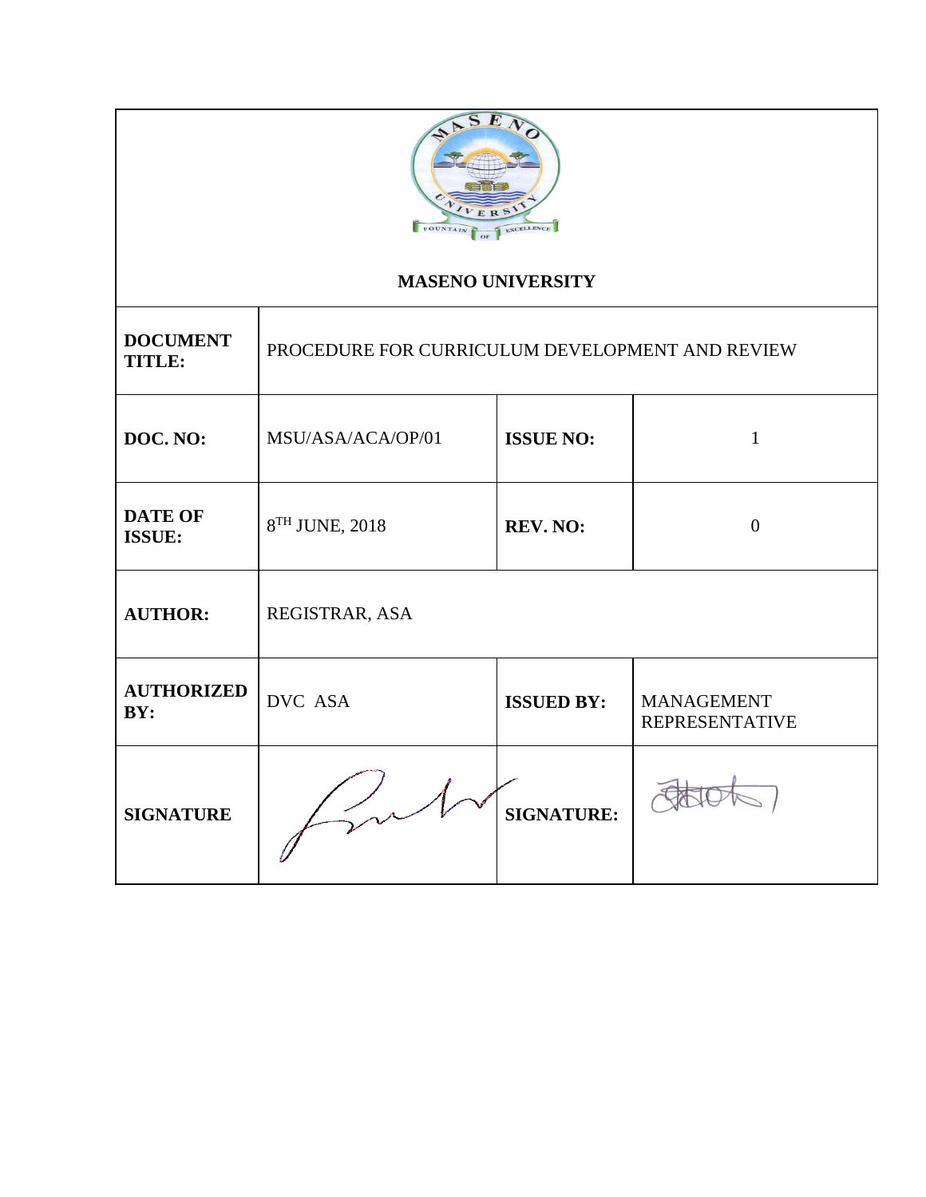**MASENO UNIVERSITY**

| | | | |
|---|---|---|---|
| **DOCUMENT TITLE:** | PROCEDURE FOR CURRICULUM DEVELOPMENT AND REVIEW | | |
| **DOC. NO:** | MSU/ASA/ACA/OP/01 | **ISSUE NO:** | 1 |
| **DATE OF ISSUE:** | 8TH JUNE, 2018 | **REV. NO:** | 0 |
| **AUTHOR:** | REGISTRAR, ASA | | |
| **AUTHORIZED BY:** | DVC ASA | **ISSUED BY:** | MANAGEMENT REPRESENTATIVE |
| **SIGNATURE** | | **SIGNATURE:** | |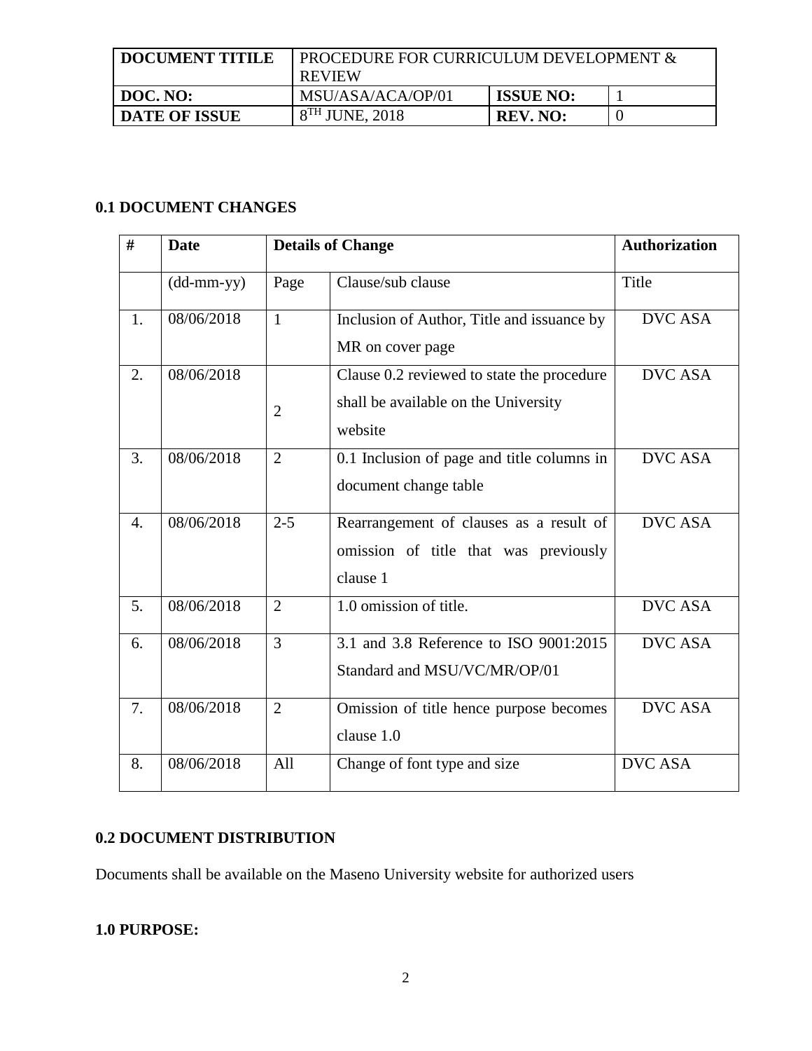| DOCUMENT TITILE | PROCEDURE FOR CURRICULUM DEVELOPMENT & REVIEW | | |
|---|---|---|---|
| DOC. NO: | MSU/ASA/ACA/OP/01 | ISSUE NO: | 1 |
| DATE OF ISSUE | 8TH JUNE, 2018 | REV. NO: | 0 |

## 0.1 DOCUMENT CHANGES

| # | Date | Details of Change | | Authorization |
|---|---|---|---|---|
| | (dd-mm-yy) | Page | Clause/sub clause | Title |
| 1. | 08/06/2018 | 1 | Inclusion of Author, Title and issuance by MR on cover page | DVC ASA |
| 2. | 08/06/2018 | 2 | Clause 0.2 reviewed to state the procedure shall be available on the University website | DVC ASA |
| 3. | 08/06/2018 | 2 | 0.1 Inclusion of page and title columns in document change table | DVC ASA |
| 4. | 08/06/2018 | 2-5 | Rearrangement of clauses as a result of omission of title that was previously clause 1 | DVC ASA |
| 5. | 08/06/2018 | 2 | 1.0 omission of title. | DVC ASA |
| 6. | 08/06/2018 | 3 | 3.1 and 3.8 Reference to ISO 9001:2015 Standard and MSU/VC/MR/OP/01 | DVC ASA |
| 7. | 08/06/2018 | 2 | Omission of title hence purpose becomes clause 1.0 | DVC ASA |
| 8. | 08/06/2018 | All | Change of font type and size | DVC ASA |

## 0.2 DOCUMENT DISTRIBUTION

Documents shall be available on the Maseno University website for authorized users

## 1.0 PURPOSE: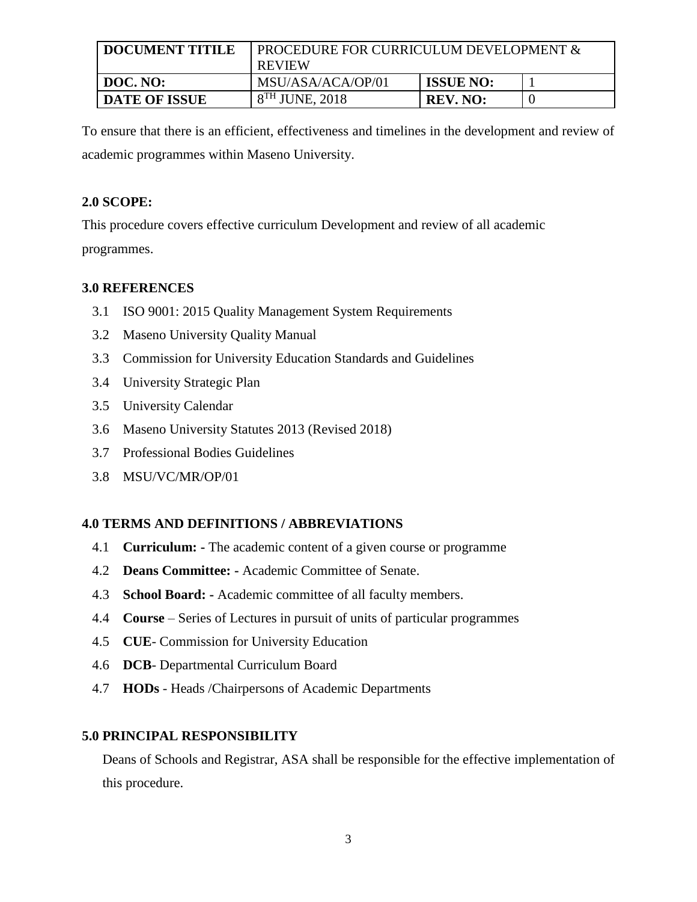| DOCUMENT TITILE | PROCEDURE FOR CURRICULUM DEVELOPMENT & REVIEW | | |
|---|---|---|---|
| DOC. NO: | MSU/ASA/ACA/OP/01 | ISSUE NO: | 1 |
| DATE OF ISSUE | 8TH JUNE, 2018 | REV. NO: | 0 |

To ensure that there is an efficient, effectiveness and timelines in the development and review of academic programmes within Maseno University.

## 2.0 SCOPE:

This procedure covers effective curriculum Development and review of all academic programmes.

## 3.0 REFERENCES

3.1 ISO 9001: 2015 Quality Management System Requirements

3.2 Maseno University Quality Manual

3.3 Commission for University Education Standards and Guidelines

3.4 University Strategic Plan

3.5 University Calendar

3.6 Maseno University Statutes 2013 (Revised 2018)

3.7 Professional Bodies Guidelines

3.8 MSU/VC/MR/OP/01

## 4.0 TERMS AND DEFINITIONS / ABBREVIATIONS

4.1 **Curriculum:** - The academic content of a given course or programme

4.2 **Deans Committee:** - Academic Committee of Senate.

4.3 **School Board:** - Academic committee of all faculty members.

4.4 **Course** – Series of Lectures in pursuit of units of particular programmes

4.5 **CUE**- Commission for University Education

4.6 **DCB**- Departmental Curriculum Board

4.7 **HODs** - Heads /Chairpersons of Academic Departments

## 5.0 PRINCIPAL RESPONSIBILITY

Deans of Schools and Registrar, ASA shall be responsible for the effective implementation of this procedure.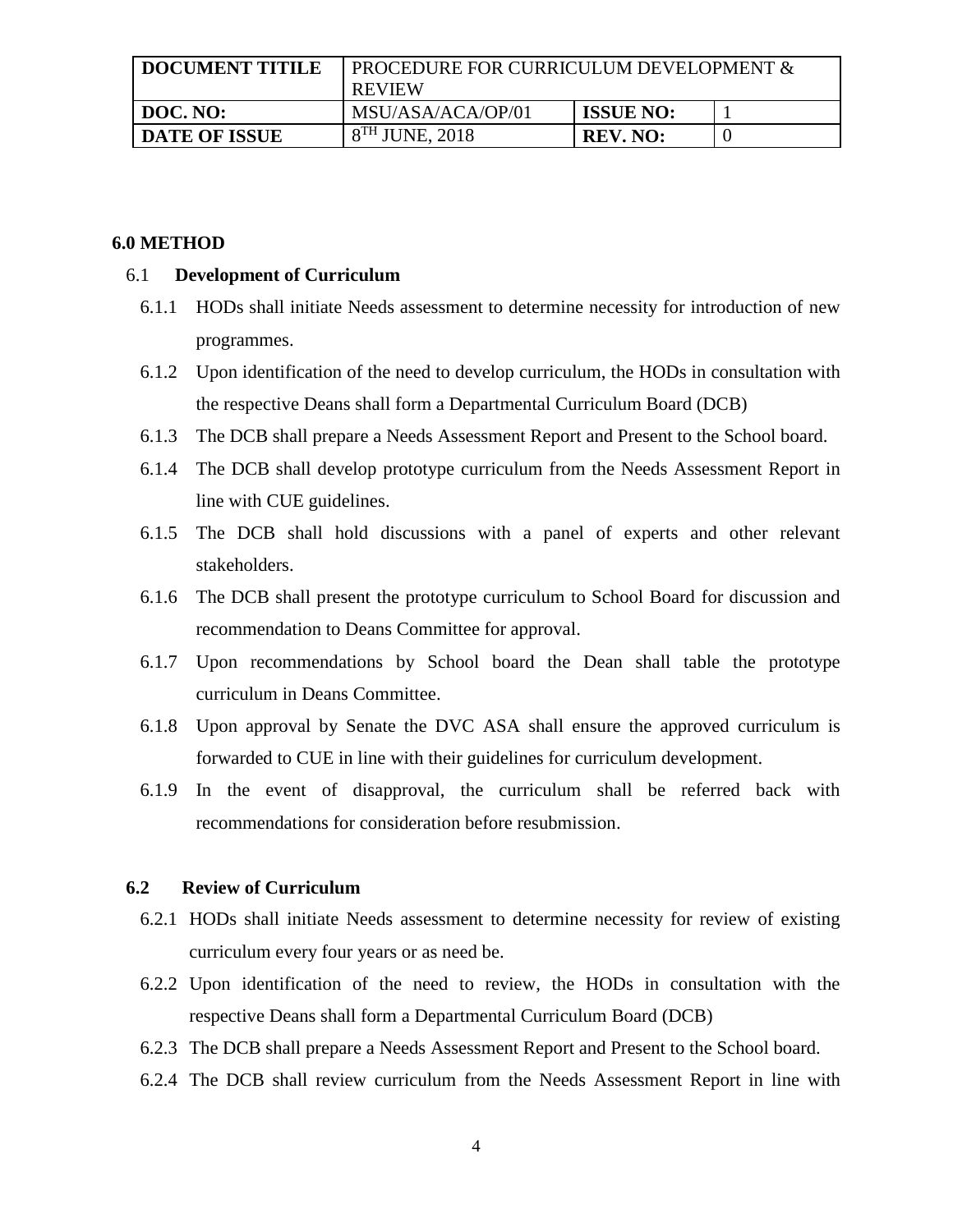## 6.0 METHOD

### 6.1 Development of Curriculum

6.1.1 HODs shall initiate Needs assessment to determine necessity for introduction of new programmes.

6.1.2 Upon identification of the need to develop curriculum, the HODs in consultation with the respective Deans shall form a Departmental Curriculum Board (DCB)

6.1.3 The DCB shall prepare a Needs Assessment Report and Present to the School board.

6.1.4 The DCB shall develop prototype curriculum from the Needs Assessment Report in line with CUE guidelines.

6.1.5 The DCB shall hold discussions with a panel of experts and other relevant stakeholders.

6.1.6 The DCB shall present the prototype curriculum to School Board for discussion and recommendation to Deans Committee for approval.

6.1.7 Upon recommendations by School board the Dean shall table the prototype curriculum in Deans Committee.

6.1.8 Upon approval by Senate the DVC ASA shall ensure the approved curriculum is forwarded to CUE in line with their guidelines for curriculum development.

6.1.9 In the event of disapproval, the curriculum shall be referred back with recommendations for consideration before resubmission.

### 6.2 Review of Curriculum

6.2.1 HODs shall initiate Needs assessment to determine necessity for review of existing curriculum every four years or as need be.

6.2.2 Upon identification of the need to review, the HODs in consultation with the respective Deans shall form a Departmental Curriculum Board (DCB)

6.2.3 The DCB shall prepare a Needs Assessment Report and Present to the School board.

6.2.4 The DCB shall review curriculum from the Needs Assessment Report in line with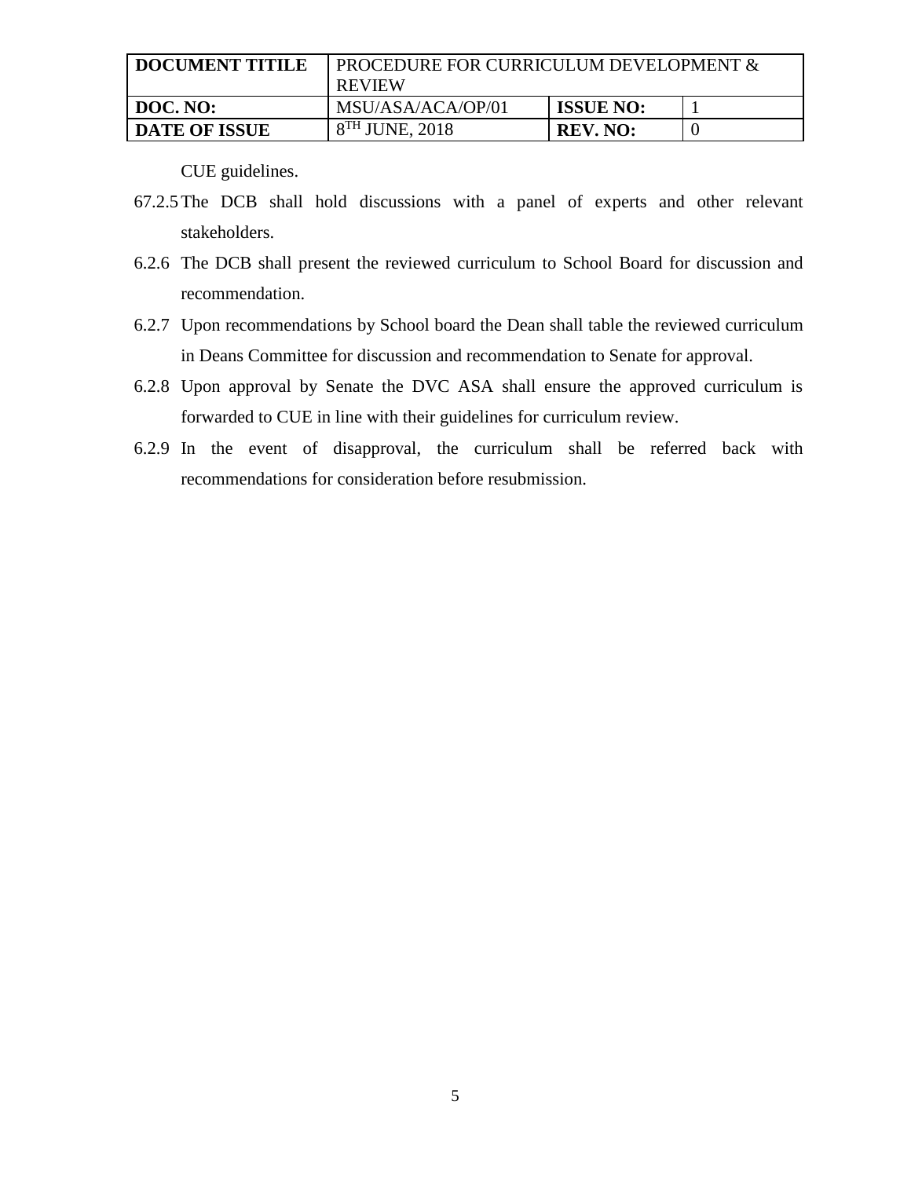CUE guidelines.

67.2.5 The DCB shall hold discussions with a panel of experts and other relevant stakeholders.

6.2.6 The DCB shall present the reviewed curriculum to School Board for discussion and recommendation.

6.2.7 Upon recommendations by School board the Dean shall table the reviewed curriculum in Deans Committee for discussion and recommendation to Senate for approval.

6.2.8 Upon approval by Senate the DVC ASA shall ensure the approved curriculum is forwarded to CUE in line with their guidelines for curriculum review.

6.2.9 In the event of disapproval, the curriculum shall be referred back with recommendations for consideration before resubmission.